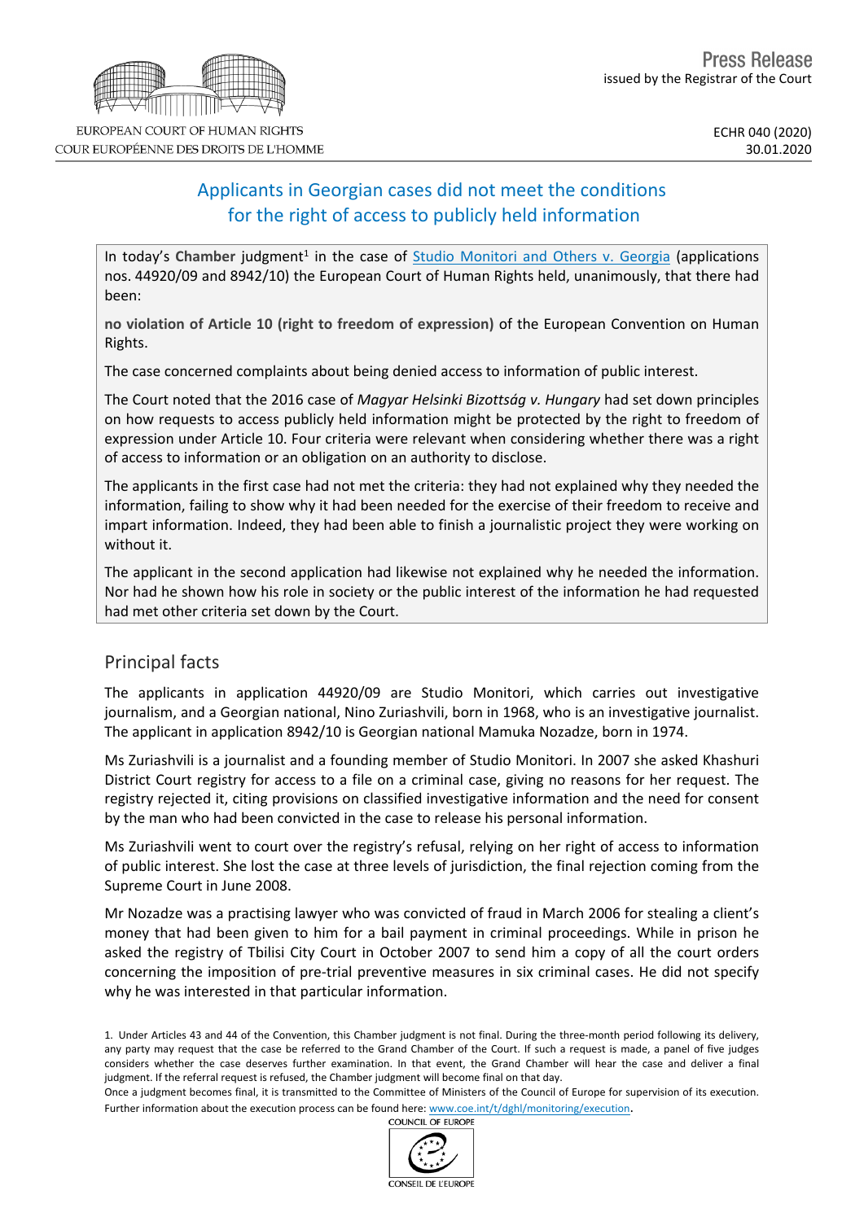EUROPEAN COURT OF HUMAN RIGHTS
COUR EUROPÉENNE DES DROITS DE L'HOMME

Press Release
issued by the Registrar of the Court

ECHR 040 (2020)
30.01.2020

# Applicants in Georgian cases did not meet the conditions for the right of access to publicly held information

In today's **Chamber** judgment[1] in the case of Studio Monitori and Others v. Georgia (applications nos. 44920/09 and 8942/10) the European Court of Human Rights held, unanimously, that there had been:

**no violation of Article 10 (right to freedom of expression)** of the European Convention on Human Rights.

The case concerned complaints about being denied access to information of public interest.

The Court noted that the 2016 case of *Magyar Helsinki Bizottság v. Hungary* had set down principles on how requests to access publicly held information might be protected by the right to freedom of expression under Article 10. Four criteria were relevant when considering whether there was a right of access to information or an obligation on an authority to disclose.

The applicants in the first case had not met the criteria: they had not explained why they needed the information, failing to show why it had been needed for the exercise of their freedom to receive and impart information. Indeed, they had been able to finish a journalistic project they were working on without it.

The applicant in the second application had likewise not explained why he needed the information. Nor had he shown how his role in society or the public interest of the information he had requested had met other criteria set down by the Court.

## Principal facts

The applicants in application 44920/09 are Studio Monitori, which carries out investigative journalism, and a Georgian national, Nino Zuriashvili, born in 1968, who is an investigative journalist. The applicant in application 8942/10 is Georgian national Mamuka Nozadze, born in 1974.

Ms Zuriashvili is a journalist and a founding member of Studio Monitori. In 2007 she asked Khashuri District Court registry for access to a file on a criminal case, giving no reasons for her request. The registry rejected it, citing provisions on classified investigative information and the need for consent by the man who had been convicted in the case to release his personal information.

Ms Zuriashvili went to court over the registry's refusal, relying on her right of access to information of public interest. She lost the case at three levels of jurisdiction, the final rejection coming from the Supreme Court in June 2008.

Mr Nozadze was a practising lawyer who was convicted of fraud in March 2006 for stealing a client's money that had been given to him for a bail payment in criminal proceedings. While in prison he asked the registry of Tbilisi City Court in October 2007 to send him a copy of all the court orders concerning the imposition of pre-trial preventive measures in six criminal cases. He did not specify why he was interested in that particular information.

---

1. Under Articles 43 and 44 of the Convention, this Chamber judgment is not final. During the three-month period following its delivery, any party may request that the case be referred to the Grand Chamber of the Court. If such a request is made, a panel of five judges considers whether the case deserves further examination. In that event, the Grand Chamber will hear the case and deliver a final judgment. If the referral request is refused, the Chamber judgment will become final on that day.
Once a judgment becomes final, it is transmitted to the Committee of Ministers of the Council of Europe for supervision of its execution. Further information about the execution process can be found here: www.coe.int/t/dghl/monitoring/execution.

COUNCIL OF EUROPE
CONSEIL DE L'EUROPE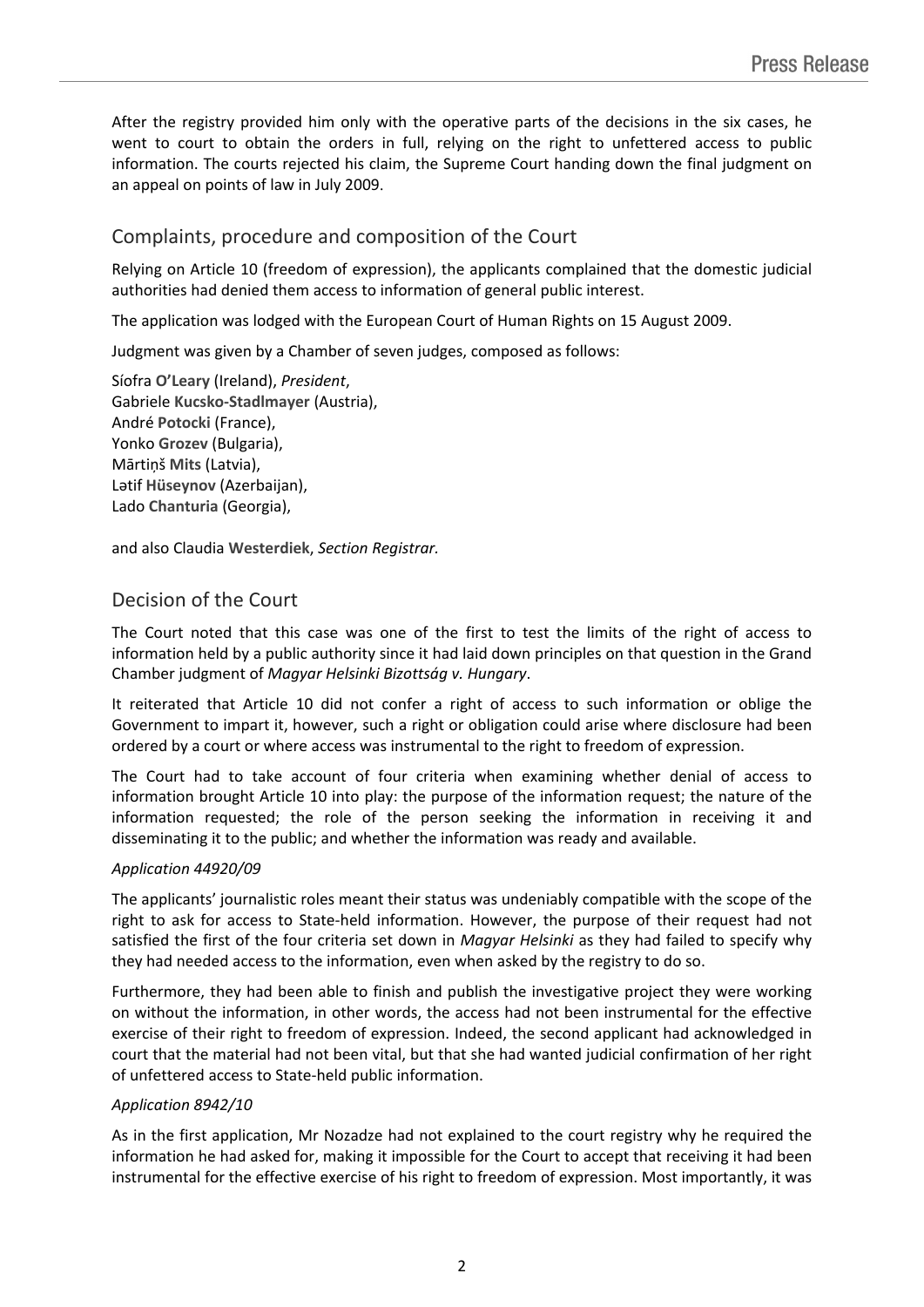After the registry provided him only with the operative parts of the decisions in the six cases, he went to court to obtain the orders in full, relying on the right to unfettered access to public information. The courts rejected his claim, the Supreme Court handing down the final judgment on an appeal on points of law in July 2009.

## Complaints, procedure and composition of the Court

Relying on Article 10 (freedom of expression), the applicants complained that the domestic judicial authorities had denied them access to information of general public interest.

The application was lodged with the European Court of Human Rights on 15 August 2009.

Judgment was given by a Chamber of seven judges, composed as follows:

Síofra **O'Leary** (Ireland), *President*,
Gabriele **Kucsko-Stadlmayer** (Austria),
André **Potocki** (France),
Yonko **Grozev** (Bulgaria),
Mārtiņš **Mits** (Latvia),
Lətif **Hüseynov** (Azerbaijan),
Lado **Chanturia** (Georgia),

and also Claudia **Westerdiek**, *Section Registrar.*

## Decision of the Court

The Court noted that this case was one of the first to test the limits of the right of access to information held by a public authority since it had laid down principles on that question in the Grand Chamber judgment of *Magyar Helsinki Bizottság v. Hungary*.

It reiterated that Article 10 did not confer a right of access to such information or oblige the Government to impart it, however, such a right or obligation could arise where disclosure had been ordered by a court or where access was instrumental to the right to freedom of expression.

The Court had to take account of four criteria when examining whether denial of access to information brought Article 10 into play: the purpose of the information request; the nature of the information requested; the role of the person seeking the information in receiving it and disseminating it to the public; and whether the information was ready and available.

*Application 44920/09*

The applicants' journalistic roles meant their status was undeniably compatible with the scope of the right to ask for access to State-held information. However, the purpose of their request had not satisfied the first of the four criteria set down in *Magyar Helsinki* as they had failed to specify why they had needed access to the information, even when asked by the registry to do so.

Furthermore, they had been able to finish and publish the investigative project they were working on without the information, in other words, the access had not been instrumental for the effective exercise of their right to freedom of expression. Indeed, the second applicant had acknowledged in court that the material had not been vital, but that she had wanted judicial confirmation of her right of unfettered access to State-held public information.

*Application 8942/10*

As in the first application, Mr Nozadze had not explained to the court registry why he required the information he had asked for, making it impossible for the Court to accept that receiving it had been instrumental for the effective exercise of his right to freedom of expression. Most importantly, it was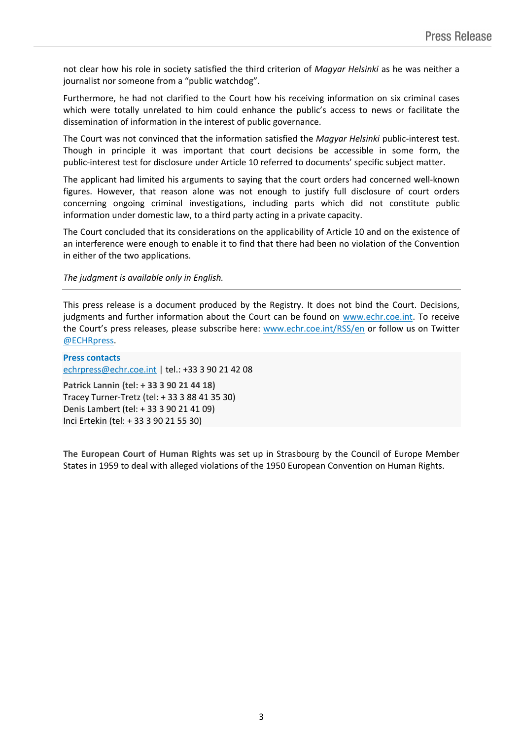not clear how his role in society satisfied the third criterion of *Magyar Helsinki* as he was neither a journalist nor someone from a "public watchdog".

Furthermore, he had not clarified to the Court how his receiving information on six criminal cases which were totally unrelated to him could enhance the public's access to news or facilitate the dissemination of information in the interest of public governance.

The Court was not convinced that the information satisfied the *Magyar Helsinki* public-interest test. Though in principle it was important that court decisions be accessible in some form, the public-interest test for disclosure under Article 10 referred to documents' specific subject matter.

The applicant had limited his arguments to saying that the court orders had concerned well-known figures. However, that reason alone was not enough to justify full disclosure of court orders concerning ongoing criminal investigations, including parts which did not constitute public information under domestic law, to a third party acting in a private capacity.

The Court concluded that its considerations on the applicability of Article 10 and on the existence of an interference were enough to enable it to find that there had been no violation of the Convention in either of the two applications.

*The judgment is available only in English.*

---

This press release is a document produced by the Registry. It does not bind the Court. Decisions, judgments and further information about the Court can be found on [www.echr.coe.int](www.echr.coe.int). To receive the Court's press releases, please subscribe here: [www.echr.coe.int/RSS/en](www.echr.coe.int/RSS/en) or follow us on Twitter [@ECHRpress](@ECHRpress).

**Press contacts**
echrpress@echr.coe.int | tel.: +33 3 90 21 42 08

**Patrick Lannin (tel: + 33 3 90 21 44 18)**
Tracey Turner-Tretz (tel: + 33 3 88 41 35 30)
Denis Lambert (tel: + 33 3 90 21 41 09)
Inci Ertekin (tel: + 33 3 90 21 55 30)

**The European Court of Human Rights** was set up in Strasbourg by the Council of Europe Member States in 1959 to deal with alleged violations of the 1950 European Convention on Human Rights.